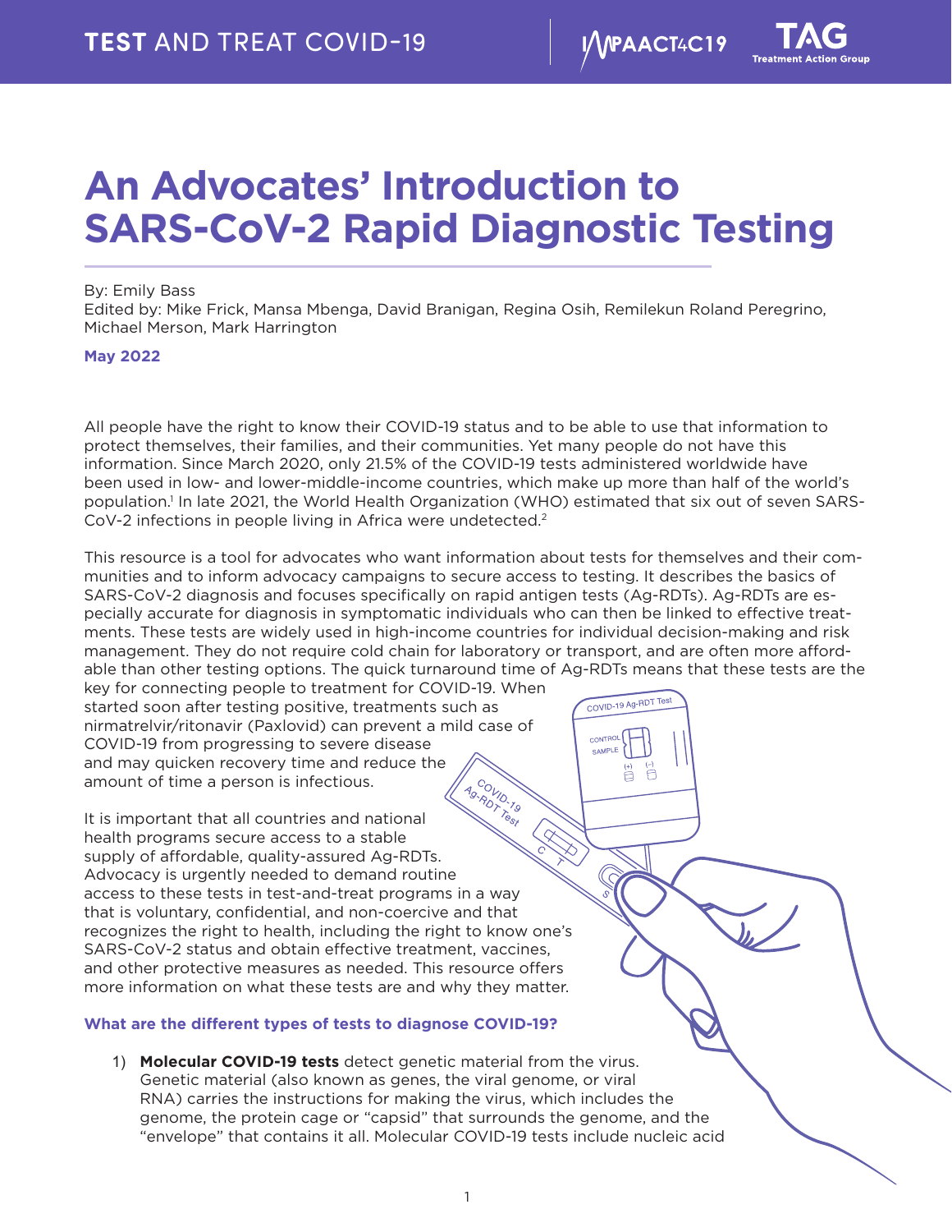# An Advocates' Introduction to SARS-CoV-2 Rapid Diagnostic Testing

By: Emily Bass
Edited by: Mike Frick, Mansa Mbenga, David Branigan, Regina Osih, Remilekun Roland Peregrino, Michael Merson, Mark Harrington

**May 2022**

All people have the right to know their COVID-19 status and to be able to use that information to protect themselves, their families, and their communities. Yet many people do not have this information. Since March 2020, only 21.5% of the COVID-19 tests administered worldwide have been used in low- and lower-middle-income countries, which make up more than half of the world's population.[1] In late 2021, the World Health Organization (WHO) estimated that six out of seven SARS-CoV-2 infections in people living in Africa were undetected.[2]

This resource is a tool for advocates who want information about tests for themselves and their communities and to inform advocacy campaigns to secure access to testing. It describes the basics of SARS-CoV-2 diagnosis and focuses specifically on rapid antigen tests (Ag-RDTs). Ag-RDTs are especially accurate for diagnosis in symptomatic individuals who can then be linked to effective treatments. These tests are widely used in high-income countries for individual decision-making and risk management. They do not require cold chain for laboratory or transport, and are often more affordable than other testing options. The quick turnaround time of Ag-RDTs means that these tests are the key for connecting people to treatment for COVID-19. When started soon after testing positive, treatments such as nirmatrelvir/ritonavir (Paxlovid) can prevent a mild case of COVID-19 from progressing to severe disease and may quicken recovery time and reduce the amount of time a person is infectious.

It is important that all countries and national health programs secure access to a stable supply of affordable, quality-assured Ag-RDTs. Advocacy is urgently needed to demand routine access to these tests in test-and-treat programs in a way that is voluntary, confidential, and non-coercive and that recognizes the right to health, including the right to know one's SARS-CoV-2 status and obtain effective treatment, vaccines, and other protective measures as needed. This resource offers more information on what these tests are and why they matter.

### What are the different types of tests to diagnose COVID-19?

1) **Molecular COVID-19 tests** detect genetic material from the virus. Genetic material (also known as genes, the viral genome, or viral RNA) carries the instructions for making the virus, which includes the genome, the protein cage or "capsid" that surrounds the genome, and the "envelope" that contains it all. Molecular COVID-19 tests include nucleic acid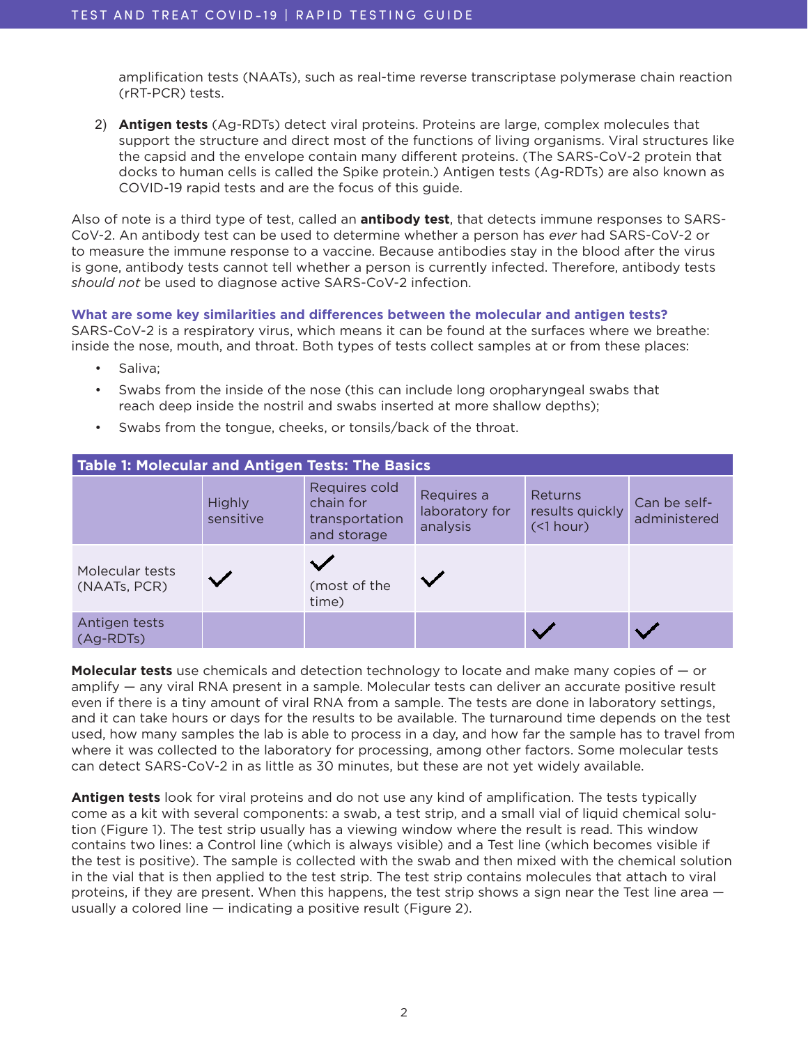amplification tests (NAATs), such as real-time reverse transcriptase polymerase chain reaction (rRT-PCR) tests.

2) **Antigen tests** (Ag-RDTs) detect viral proteins. Proteins are large, complex molecules that support the structure and direct most of the functions of living organisms. Viral structures like the capsid and the envelope contain many different proteins. (The SARS-CoV-2 protein that docks to human cells is called the Spike protein.) Antigen tests (Ag-RDTs) are also known as COVID-19 rapid tests and are the focus of this guide.

Also of note is a third type of test, called an **antibody test**, that detects immune responses to SARS-CoV-2. An antibody test can be used to determine whether a person has *ever* had SARS-CoV-2 or to measure the immune response to a vaccine. Because antibodies stay in the blood after the virus is gone, antibody tests cannot tell whether a person is currently infected. Therefore, antibody tests *should not* be used to diagnose active SARS-CoV-2 infection.

### What are some key similarities and differences between the molecular and antigen tests?

SARS-CoV-2 is a respiratory virus, which means it can be found at the surfaces where we breathe: inside the nose, mouth, and throat. Both types of tests collect samples at or from these places:

- Saliva;
- Swabs from the inside of the nose (this can include long oropharyngeal swabs that reach deep inside the nostril and swabs inserted at more shallow depths);
- Swabs from the tongue, cheeks, or tonsils/back of the throat.

**Table 1: Molecular and Antigen Tests: The Basics**

| | Highly sensitive | Requires cold chain for transportation and storage | Requires a laboratory for analysis | Returns results quickly (<1 hour) | Can be self-administered |
|---|---|---|---|---|---|
| Molecular tests (NAATs, PCR) | ✓ | ✓ (most of the time) | ✓ | | |
| Antigen tests (Ag-RDTs) | | | | ✓ | ✓ |

**Molecular tests** use chemicals and detection technology to locate and make many copies of — or amplify — any viral RNA present in a sample. Molecular tests can deliver an accurate positive result even if there is a tiny amount of viral RNA from a sample. The tests are done in laboratory settings, and it can take hours or days for the results to be available. The turnaround time depends on the test used, how many samples the lab is able to process in a day, and how far the sample has to travel from where it was collected to the laboratory for processing, among other factors. Some molecular tests can detect SARS-CoV-2 in as little as 30 minutes, but these are not yet widely available.

**Antigen tests** look for viral proteins and do not use any kind of amplification. The tests typically come as a kit with several components: a swab, a test strip, and a small vial of liquid chemical solution (Figure 1). The test strip usually has a viewing window where the result is read. This window contains two lines: a Control line (which is always visible) and a Test line (which becomes visible if the test is positive). The sample is collected with the swab and then mixed with the chemical solution in the vial that is then applied to the test strip. The test strip contains molecules that attach to viral proteins, if they are present. When this happens, the test strip shows a sign near the Test line area — usually a colored line — indicating a positive result (Figure 2).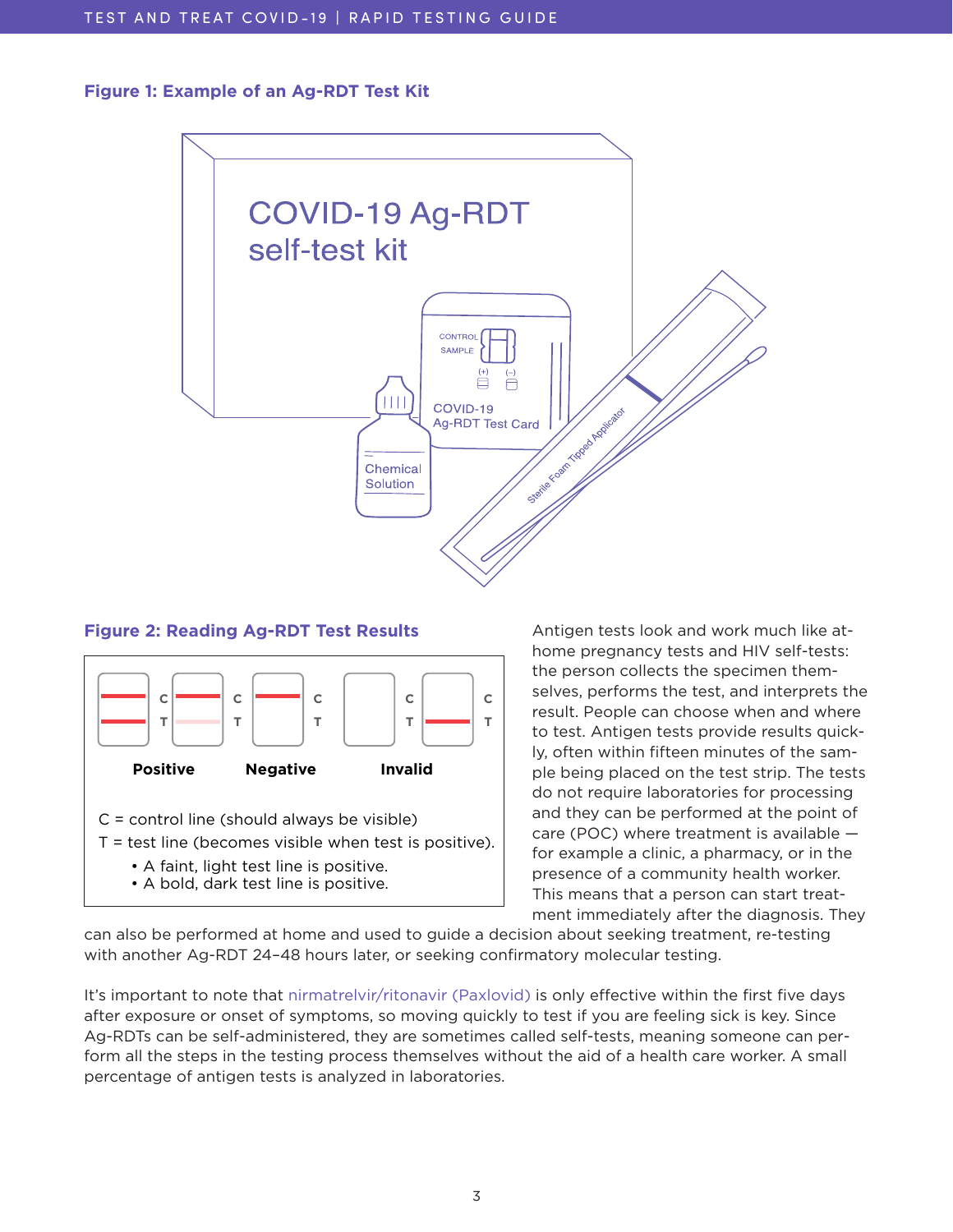**Figure 1: Example of an Ag-RDT Test Kit**

**Figure 2: Reading Ag-RDT Test Results**

C = control line (should always be visible)

T = test line (becomes visible when test is positive).

- A faint, light test line is positive.
- A bold, dark test line is positive.

Antigen tests look and work much like at-home pregnancy tests and HIV self-tests: the person collects the specimen themselves, performs the test, and interprets the result. People can choose when and where to test. Antigen tests provide results quickly, often within fifteen minutes of the sample being placed on the test strip. The tests do not require laboratories for processing and they can be performed at the point of care (POC) where treatment is available — for example a clinic, a pharmacy, or in the presence of a community health worker. This means that a person can start treatment immediately after the diagnosis. They can also be performed at home and used to guide a decision about seeking treatment, re-testing with another Ag-RDT 24–48 hours later, or seeking confirmatory molecular testing.

It's important to note that nirmatrelvir/ritonavir (Paxlovid) is only effective within the first five days after exposure or onset of symptoms, so moving quickly to test if you are feeling sick is key. Since Ag-RDTs can be self-administered, they are sometimes called self-tests, meaning someone can perform all the steps in the testing process themselves without the aid of a health care worker. A small percentage of antigen tests is analyzed in laboratories.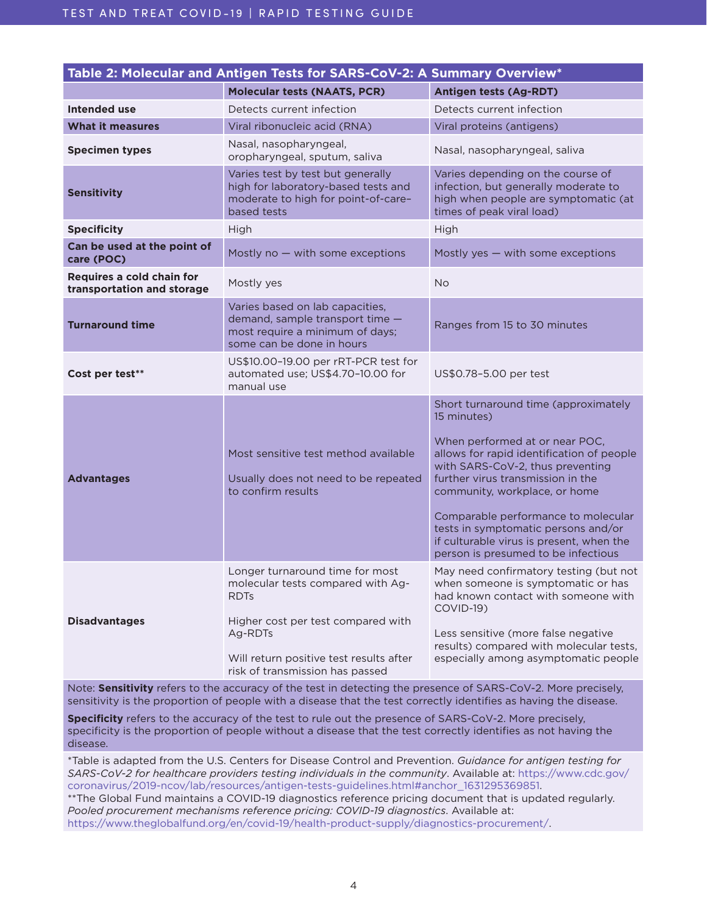**Table 2: Molecular and Antigen Tests for SARS-CoV-2: A Summary Overview***

| | Molecular tests (NAATS, PCR) | Antigen tests (Ag-RDT) |
|---|---|---|
| **Intended use** | Detects current infection | Detects current infection |
| **What it measures** | Viral ribonucleic acid (RNA) | Viral proteins (antigens) |
| **Specimen types** | Nasal, nasopharyngeal, oropharyngeal, sputum, saliva | Nasal, nasopharyngeal, saliva |
| **Sensitivity** | Varies test by test but generally high for laboratory-based tests and moderate to high for point-of-care–based tests | Varies depending on the course of infection, but generally moderate to high when people are symptomatic (at times of peak viral load) |
| **Specificity** | High | High |
| **Can be used at the point of care (POC)** | Mostly no — with some exceptions | Mostly yes — with some exceptions |
| **Requires a cold chain for transportation and storage** | Mostly yes | No |
| **Turnaround time** | Varies based on lab capacities, demand, sample transport time — most require a minimum of days; some can be done in hours | Ranges from 15 to 30 minutes |
| **Cost per test**** | US$10.00–19.00 per rRT-PCR test for automated use; US$4.70–10.00 for manual use | US$0.78–5.00 per test |
| **Advantages** | Most sensitive test method available<br><br>Usually does not need to be repeated to confirm results | Short turnaround time (approximately 15 minutes)<br><br>When performed at or near POC, allows for rapid identification of people with SARS-CoV-2, thus preventing further virus transmission in the community, workplace, or home<br><br>Comparable performance to molecular tests in symptomatic persons and/or if culturable virus is present, when the person is presumed to be infectious |
| **Disadvantages** | Longer turnaround time for most molecular tests compared with Ag-RDTs<br><br>Higher cost per test compared with Ag-RDTs<br><br>Will return positive test results after risk of transmission has passed | May need confirmatory testing (but not when someone is symptomatic or has had known contact with someone with COVID-19)<br><br>Less sensitive (more false negative results) compared with molecular tests, especially among asymptomatic people |

Note: **Sensitivity** refers to the accuracy of the test in detecting the presence of SARS-CoV-2. More precisely, sensitivity is the proportion of people with a disease that the test correctly identifies as having the disease.

**Specificity** refers to the accuracy of the test to rule out the presence of SARS-CoV-2. More precisely, specificity is the proportion of people without a disease that the test correctly identifies as not having the disease.

*Table is adapted from the U.S. Centers for Disease Control and Prevention. *Guidance for antigen testing for SARS-CoV-2 for healthcare providers testing individuals in the community*. Available at: https://www.cdc.gov/coronavirus/2019-ncov/lab/resources/antigen-tests-guidelines.html#anchor_1631295369851.
**The Global Fund maintains a COVID-19 diagnostics reference pricing document that is updated regularly. *Pooled procurement mechanisms reference pricing: COVID-19 diagnostics.* Available at: https://www.theglobalfund.org/en/covid-19/health-product-supply/diagnostics-procurement/.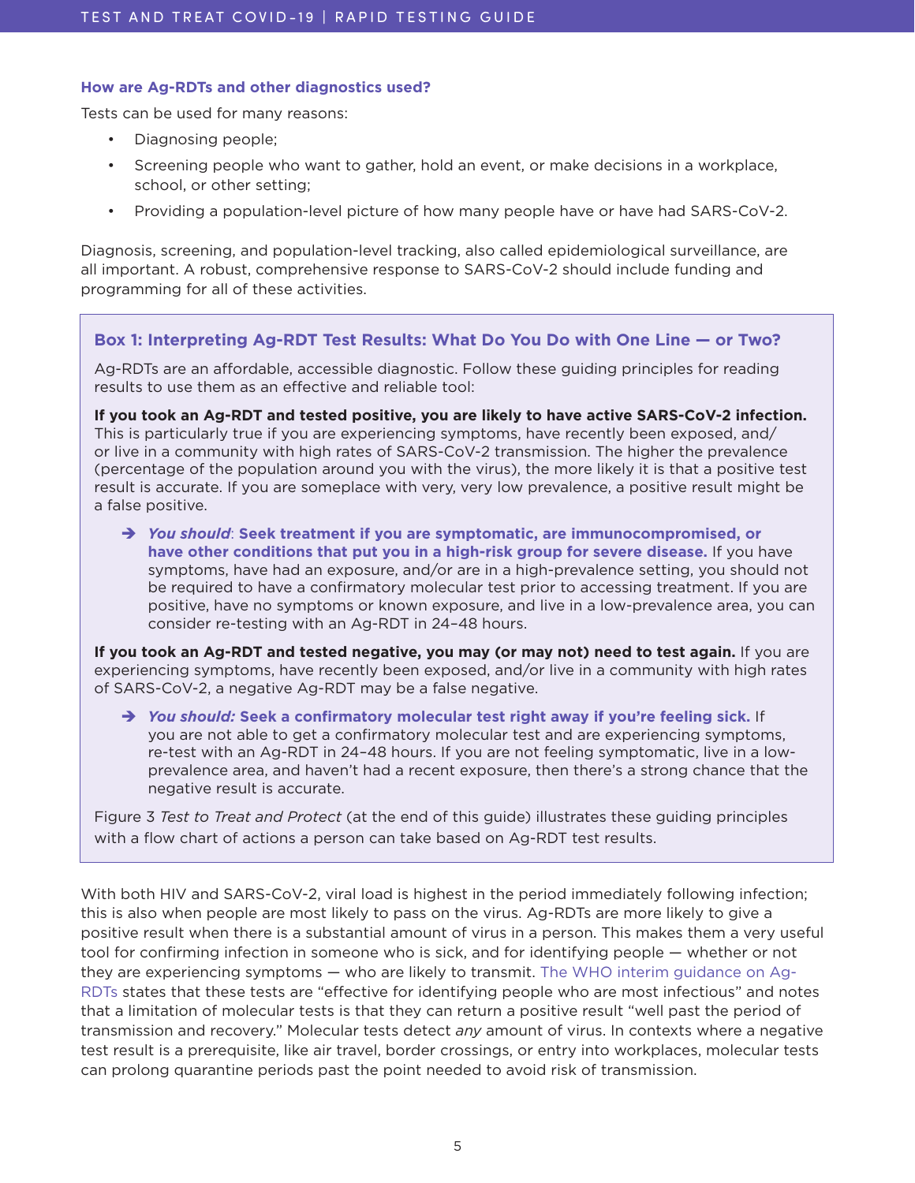### How are Ag-RDTs and other diagnostics used?

Tests can be used for many reasons:

- Diagnosing people;
- Screening people who want to gather, hold an event, or make decisions in a workplace, school, or other setting;
- Providing a population-level picture of how many people have or have had SARS-CoV-2.

Diagnosis, screening, and population-level tracking, also called epidemiological surveillance, are all important. A robust, comprehensive response to SARS-CoV-2 should include funding and programming for all of these activities.

> ### Box 1: Interpreting Ag-RDT Test Results: What Do You Do with One Line — or Two?
>
> Ag-RDTs are an affordable, accessible diagnostic. Follow these guiding principles for reading results to use them as an effective and reliable tool:
>
> **If you took an Ag-RDT and tested positive, you are likely to have active SARS-CoV-2 infection.** This is particularly true if you are experiencing symptoms, have recently been exposed, and/or live in a community with high rates of SARS-CoV-2 transmission. The higher the prevalence (percentage of the population around you with the virus), the more likely it is that a positive test result is accurate. If you are someplace with very, very low prevalence, a positive result might be a false positive.
>
> ➔ ***You should*: Seek treatment if you are symptomatic, are immunocompromised, or have other conditions that put you in a high-risk group for severe disease.** If you have symptoms, have had an exposure, and/or are in a high-prevalence setting, you should not be required to have a confirmatory molecular test prior to accessing treatment. If you are positive, have no symptoms or known exposure, and live in a low-prevalence area, you can consider re-testing with an Ag-RDT in 24–48 hours.
>
> **If you took an Ag-RDT and tested negative, you may (or may not) need to test again.** If you are experiencing symptoms, have recently been exposed, and/or live in a community with high rates of SARS-CoV-2, a negative Ag-RDT may be a false negative.
>
> ➔ ***You should:* Seek a confirmatory molecular test right away if you're feeling sick.** If you are not able to get a confirmatory molecular test and are experiencing symptoms, re-test with an Ag-RDT in 24–48 hours. If you are not feeling symptomatic, live in a low-prevalence area, and haven't had a recent exposure, then there's a strong chance that the negative result is accurate.
>
> Figure 3 *Test to Treat and Protect* (at the end of this guide) illustrates these guiding principles with a flow chart of actions a person can take based on Ag-RDT test results.

With both HIV and SARS-CoV-2, viral load is highest in the period immediately following infection; this is also when people are most likely to pass on the virus. Ag-RDTs are more likely to give a positive result when there is a substantial amount of virus in a person. This makes them a very useful tool for confirming infection in someone who is sick, and for identifying people — whether or not they are experiencing symptoms — who are likely to transmit. The WHO interim guidance on Ag-RDTs states that these tests are "effective for identifying people who are most infectious" and notes that a limitation of molecular tests is that they can return a positive result "well past the period of transmission and recovery." Molecular tests detect *any* amount of virus. In contexts where a negative test result is a prerequisite, like air travel, border crossings, or entry into workplaces, molecular tests can prolong quarantine periods past the point needed to avoid risk of transmission.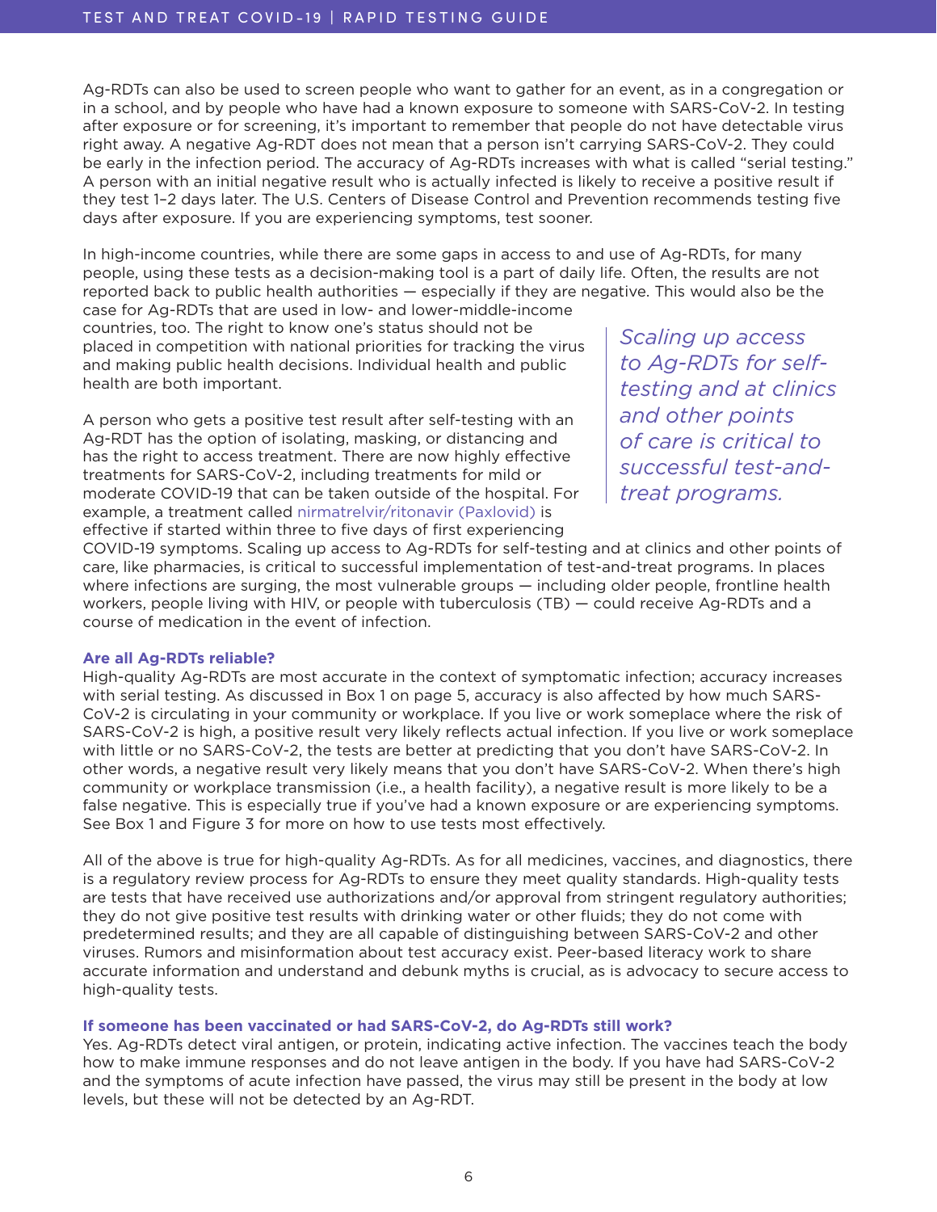Ag-RDTs can also be used to screen people who want to gather for an event, as in a congregation or in a school, and by people who have had a known exposure to someone with SARS-CoV-2. In testing after exposure or for screening, it's important to remember that people do not have detectable virus right away. A negative Ag-RDT does not mean that a person isn't carrying SARS-CoV-2. They could be early in the infection period. The accuracy of Ag-RDTs increases with what is called "serial testing." A person with an initial negative result who is actually infected is likely to receive a positive result if they test 1–2 days later. The U.S. Centers of Disease Control and Prevention recommends testing five days after exposure. If you are experiencing symptoms, test sooner.

In high-income countries, while there are some gaps in access to and use of Ag-RDTs, for many people, using these tests as a decision-making tool is a part of daily life. Often, the results are not reported back to public health authorities — especially if they are negative. This would also be the case for Ag-RDTs that are used in low- and lower-middle-income countries, too. The right to know one's status should not be placed in competition with national priorities for tracking the virus and making public health decisions. Individual health and public health are both important.

> *Scaling up access to Ag-RDTs for self-testing and at clinics and other points of care is critical to successful test-and-treat programs.*

A person who gets a positive test result after self-testing with an Ag-RDT has the option of isolating, masking, or distancing and has the right to access treatment. There are now highly effective treatments for SARS-CoV-2, including treatments for mild or moderate COVID-19 that can be taken outside of the hospital. For example, a treatment called nirmatrelvir/ritonavir (Paxlovid) is effective if started within three to five days of first experiencing COVID-19 symptoms. Scaling up access to Ag-RDTs for self-testing and at clinics and other points of care, like pharmacies, is critical to successful implementation of test-and-treat programs. In places where infections are surging, the most vulnerable groups — including older people, frontline health workers, people living with HIV, or people with tuberculosis (TB) — could receive Ag-RDTs and a course of medication in the event of infection.

### Are all Ag-RDTs reliable?

High-quality Ag-RDTs are most accurate in the context of symptomatic infection; accuracy increases with serial testing. As discussed in Box 1 on page 5, accuracy is also affected by how much SARS-CoV-2 is circulating in your community or workplace. If you live or work someplace where the risk of SARS-CoV-2 is high, a positive result very likely reflects actual infection. If you live or work someplace with little or no SARS-CoV-2, the tests are better at predicting that you don't have SARS-CoV-2. In other words, a negative result very likely means that you don't have SARS-CoV-2. When there's high community or workplace transmission (i.e., a health facility), a negative result is more likely to be a false negative. This is especially true if you've had a known exposure or are experiencing symptoms. See Box 1 and Figure 3 for more on how to use tests most effectively.

All of the above is true for high-quality Ag-RDTs. As for all medicines, vaccines, and diagnostics, there is a regulatory review process for Ag-RDTs to ensure they meet quality standards. High-quality tests are tests that have received use authorizations and/or approval from stringent regulatory authorities; they do not give positive test results with drinking water or other fluids; they do not come with predetermined results; and they are all capable of distinguishing between SARS-CoV-2 and other viruses. Rumors and misinformation about test accuracy exist. Peer-based literacy work to share accurate information and understand and debunk myths is crucial, as is advocacy to secure access to high-quality tests.

### If someone has been vaccinated or had SARS-CoV-2, do Ag-RDTs still work?

Yes. Ag-RDTs detect viral antigen, or protein, indicating active infection. The vaccines teach the body how to make immune responses and do not leave antigen in the body. If you have had SARS-CoV-2 and the symptoms of acute infection have passed, the virus may still be present in the body at low levels, but these will not be detected by an Ag-RDT.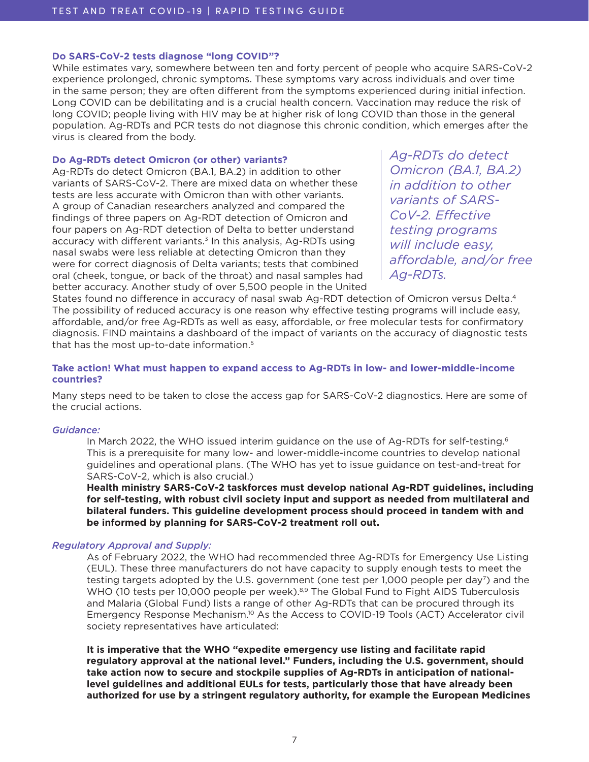### Do SARS-CoV-2 tests diagnose "long COVID"?

While estimates vary, somewhere between ten and forty percent of people who acquire SARS-CoV-2 experience prolonged, chronic symptoms. These symptoms vary across individuals and over time in the same person; they are often different from the symptoms experienced during initial infection. Long COVID can be debilitating and is a crucial health concern. Vaccination may reduce the risk of long COVID; people living with HIV may be at higher risk of long COVID than those in the general population. Ag-RDTs and PCR tests do not diagnose this chronic condition, which emerges after the virus is cleared from the body.

### Do Ag-RDTs detect Omicron (or other) variants?

Ag-RDTs do detect Omicron (BA.1, BA.2) in addition to other variants of SARS-CoV-2. There are mixed data on whether these tests are less accurate with Omicron than with other variants. A group of Canadian researchers analyzed and compared the findings of three papers on Ag-RDT detection of Omicron and four papers on Ag-RDT detection of Delta to better understand accuracy with different variants.[3] In this analysis, Ag-RDTs using nasal swabs were less reliable at detecting Omicron than they were for correct diagnosis of Delta variants; tests that combined oral (cheek, tongue, or back of the throat) and nasal samples had better accuracy. Another study of over 5,500 people in the United States found no difference in accuracy of nasal swab Ag-RDT detection of Omicron versus Delta.[4] The possibility of reduced accuracy is one reason why effective testing programs will include easy, affordable, and/or free Ag-RDTs as well as easy, affordable, or free molecular tests for confirmatory diagnosis. FIND maintains a dashboard of the impact of variants on the accuracy of diagnostic tests that has the most up-to-date information.[5]

> *Ag-RDTs do detect Omicron (BA.1, BA.2) in addition to other variants of SARS-CoV-2. Effective testing programs will include easy, affordable, and/or free Ag-RDTs.*

### Take action! What must happen to expand access to Ag-RDTs in low- and lower-middle-income countries?

Many steps need to be taken to close the access gap for SARS-CoV-2 diagnostics. Here are some of the crucial actions.

*Guidance:*

In March 2022, the WHO issued interim guidance on the use of Ag-RDTs for self-testing.[6] This is a prerequisite for many low- and lower-middle-income countries to develop national guidelines and operational plans. (The WHO has yet to issue guidance on test-and-treat for SARS-CoV-2, which is also crucial.)

**Health ministry SARS-CoV-2 taskforces must develop national Ag-RDT guidelines, including for self-testing, with robust civil society input and support as needed from multilateral and bilateral funders. This guideline development process should proceed in tandem with and be informed by planning for SARS-CoV-2 treatment roll out.**

*Regulatory Approval and Supply:*

As of February 2022, the WHO had recommended three Ag-RDTs for Emergency Use Listing (EUL). These three manufacturers do not have capacity to supply enough tests to meet the testing targets adopted by the U.S. government (one test per 1,000 people per day[7]) and the WHO (10 tests per 10,000 people per week).[8,9] The Global Fund to Fight AIDS Tuberculosis and Malaria (Global Fund) lists a range of other Ag-RDTs that can be procured through its Emergency Response Mechanism.[10] As the Access to COVID-19 Tools (ACT) Accelerator civil society representatives have articulated:

**It is imperative that the WHO "expedite emergency use listing and facilitate rapid regulatory approval at the national level." Funders, including the U.S. government, should take action now to secure and stockpile supplies of Ag-RDTs in anticipation of national-level guidelines and additional EULs for tests, particularly those that have already been authorized for use by a stringent regulatory authority, for example the European Medicines**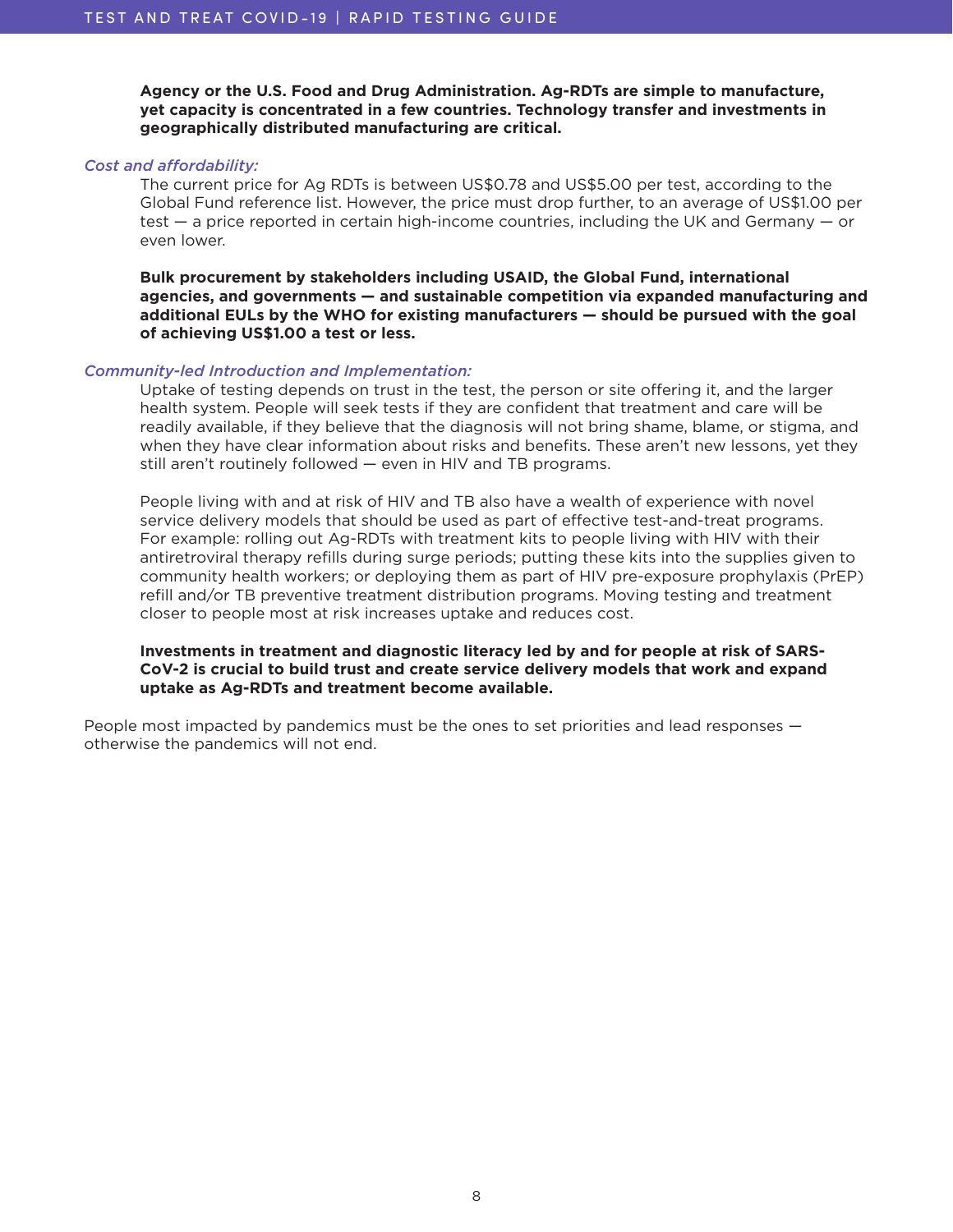**Agency or the U.S. Food and Drug Administration. Ag-RDTs are simple to manufacture, yet capacity is concentrated in a few countries. Technology transfer and investments in geographically distributed manufacturing are critical.**

*Cost and affordability:*

The current price for Ag RDTs is between US$0.78 and US$5.00 per test, according to the Global Fund reference list. However, the price must drop further, to an average of US$1.00 per test — a price reported in certain high-income countries, including the UK and Germany — or even lower.

**Bulk procurement by stakeholders including USAID, the Global Fund, international agencies, and governments — and sustainable competition via expanded manufacturing and additional EULs by the WHO for existing manufacturers — should be pursued with the goal of achieving US$1.00 a test or less.**

*Community-led Introduction and Implementation:*

Uptake of testing depends on trust in the test, the person or site offering it, and the larger health system. People will seek tests if they are confident that treatment and care will be readily available, if they believe that the diagnosis will not bring shame, blame, or stigma, and when they have clear information about risks and benefits. These aren't new lessons, yet they still aren't routinely followed — even in HIV and TB programs.

People living with and at risk of HIV and TB also have a wealth of experience with novel service delivery models that should be used as part of effective test-and-treat programs. For example: rolling out Ag-RDTs with treatment kits to people living with HIV with their antiretroviral therapy refills during surge periods; putting these kits into the supplies given to community health workers; or deploying them as part of HIV pre-exposure prophylaxis (PrEP) refill and/or TB preventive treatment distribution programs. Moving testing and treatment closer to people most at risk increases uptake and reduces cost.

**Investments in treatment and diagnostic literacy led by and for people at risk of SARS-CoV-2 is crucial to build trust and create service delivery models that work and expand uptake as Ag-RDTs and treatment become available.**

People most impacted by pandemics must be the ones to set priorities and lead responses — otherwise the pandemics will not end.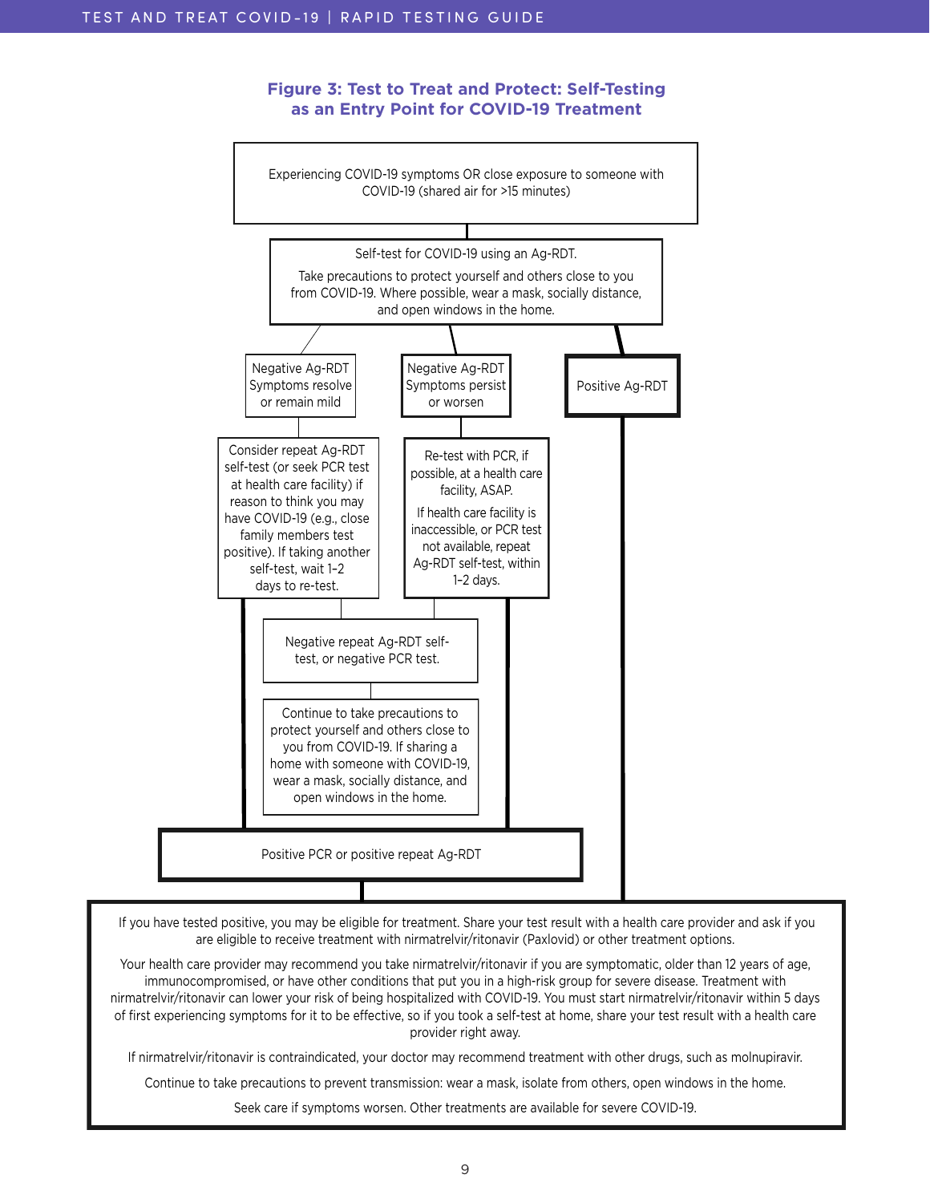### Figure 3: Test to Treat and Protect: Self-Testing as an Entry Point for COVID-19 Treatment

Experiencing COVID-19 symptoms OR close exposure to someone with COVID-19 (shared air for >15 minutes)

Self-test for COVID-19 using an Ag-RDT.

Take precautions to protect yourself and others close to you from COVID-19. Where possible, wear a mask, socially distance, and open windows in the home.

Negative Ag-RDT Symptoms resolve or remain mild

Negative Ag-RDT Symptoms persist or worsen

Positive Ag-RDT

Consider repeat Ag-RDT self-test (or seek PCR test at health care facility) if reason to think you may have COVID-19 (e.g., close family members test positive). If taking another self-test, wait 1–2 days to re-test.

Re-test with PCR, if possible, at a health care facility, ASAP.

If health care facility is inaccessible, or PCR test not available, repeat Ag-RDT self-test, within 1–2 days.

Negative repeat Ag-RDT self-test, or negative PCR test.

Continue to take precautions to protect yourself and others close to you from COVID-19. If sharing a home with someone with COVID-19, wear a mask, socially distance, and open windows in the home.

Positive PCR or positive repeat Ag-RDT

If you have tested positive, you may be eligible for treatment. Share your test result with a health care provider and ask if you are eligible to receive treatment with nirmatrelvir/ritonavir (Paxlovid) or other treatment options.

Your health care provider may recommend you take nirmatrelvir/ritonavir if you are symptomatic, older than 12 years of age, immunocompromised, or have other conditions that put you in a high-risk group for severe disease. Treatment with nirmatrelvir/ritonavir can lower your risk of being hospitalized with COVID-19. You must start nirmatrelvir/ritonavir within 5 days of first experiencing symptoms for it to be effective, so if you took a self-test at home, share your test result with a health care provider right away.

If nirmatrelvir/ritonavir is contraindicated, your doctor may recommend treatment with other drugs, such as molnupiravir.

Continue to take precautions to prevent transmission: wear a mask, isolate from others, open windows in the home.

Seek care if symptoms worsen. Other treatments are available for severe COVID-19.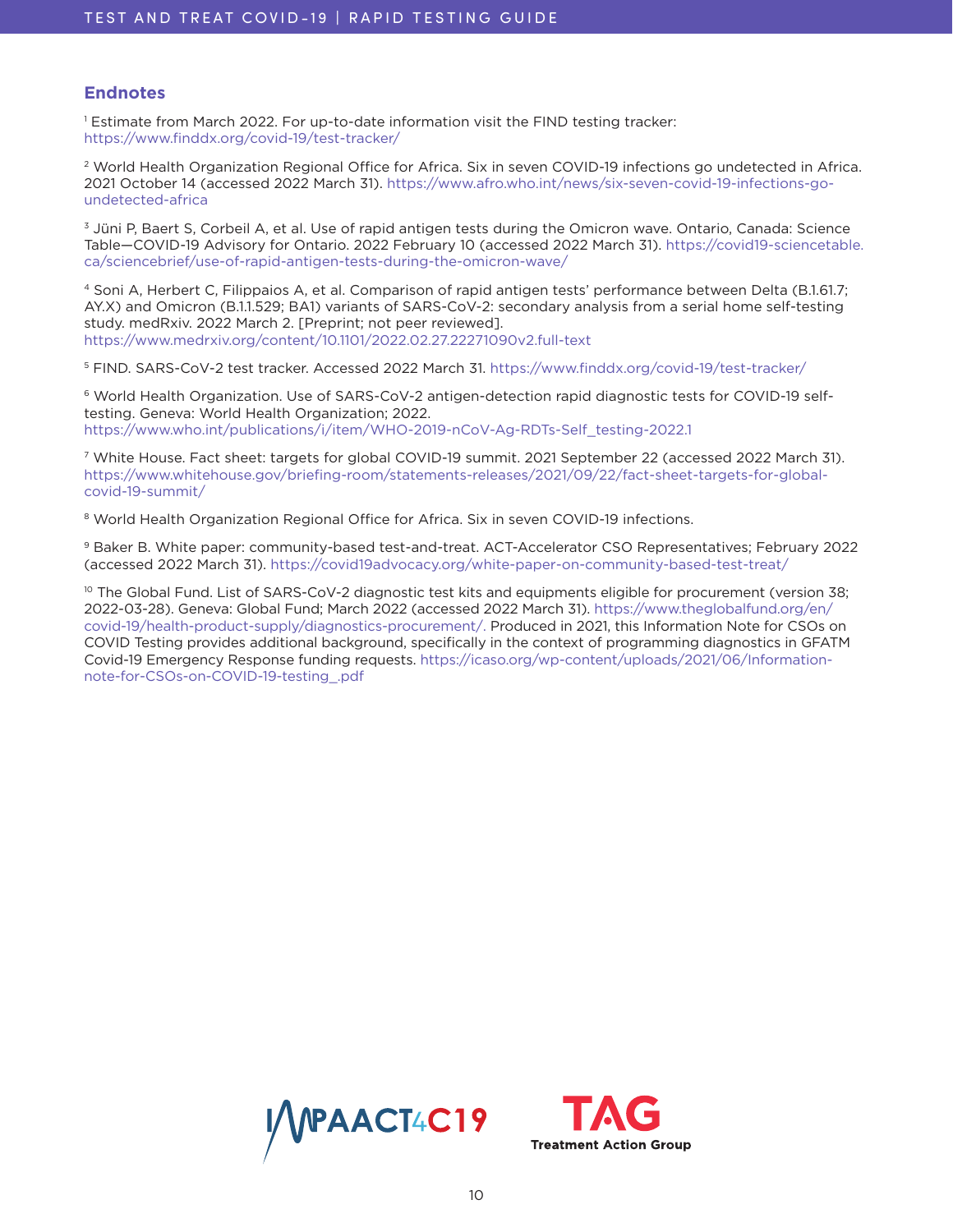## Endnotes

[1] Estimate from March 2022. For up-to-date information visit the FIND testing tracker: https://www.finddx.org/covid-19/test-tracker/

[2] World Health Organization Regional Office for Africa. Six in seven COVID-19 infections go undetected in Africa. 2021 October 14 (accessed 2022 March 31). https://www.afro.who.int/news/six-seven-covid-19-infections-go-undetected-africa

[3] Jüni P, Baert S, Corbeil A, et al. Use of rapid antigen tests during the Omicron wave. Ontario, Canada: Science Table—COVID-19 Advisory for Ontario. 2022 February 10 (accessed 2022 March 31). https://covid19-sciencetable.ca/sciencebrief/use-of-rapid-antigen-tests-during-the-omicron-wave/

[4] Soni A, Herbert C, Filippaios A, et al. Comparison of rapid antigen tests' performance between Delta (B.1.61.7; AY.X) and Omicron (B.1.1.529; BA1) variants of SARS-CoV-2: secondary analysis from a serial home self-testing study. medRxiv. 2022 March 2. [Preprint; not peer reviewed]. https://www.medrxiv.org/content/10.1101/2022.02.27.22271090v2.full-text

[5] FIND. SARS-CoV-2 test tracker. Accessed 2022 March 31. https://www.finddx.org/covid-19/test-tracker/

[6] World Health Organization. Use of SARS-CoV-2 antigen-detection rapid diagnostic tests for COVID-19 self-testing. Geneva: World Health Organization; 2022. https://www.who.int/publications/i/item/WHO-2019-nCoV-Ag-RDTs-Self_testing-2022.1

[7] White House. Fact sheet: targets for global COVID-19 summit. 2021 September 22 (accessed 2022 March 31). https://www.whitehouse.gov/briefing-room/statements-releases/2021/09/22/fact-sheet-targets-for-global-covid-19-summit/

[8] World Health Organization Regional Office for Africa. Six in seven COVID-19 infections.

[9] Baker B. White paper: community-based test-and-treat. ACT-Accelerator CSO Representatives; February 2022 (accessed 2022 March 31). https://covid19advocacy.org/white-paper-on-community-based-test-treat/

[10] The Global Fund. List of SARS-CoV-2 diagnostic test kits and equipments eligible for procurement (version 38; 2022-03-28). Geneva: Global Fund; March 2022 (accessed 2022 March 31). https://www.theglobalfund.org/en/covid-19/health-product-supply/diagnostics-procurement/. Produced in 2021, this Information Note for CSOs on COVID Testing provides additional background, specifically in the context of programming diagnostics in GFATM Covid-19 Emergency Response funding requests. https://icaso.org/wp-content/uploads/2021/06/Information-note-for-CSOs-on-COVID-19-testing_.pdf

IMPAACT4C19

TAG Treatment Action Group